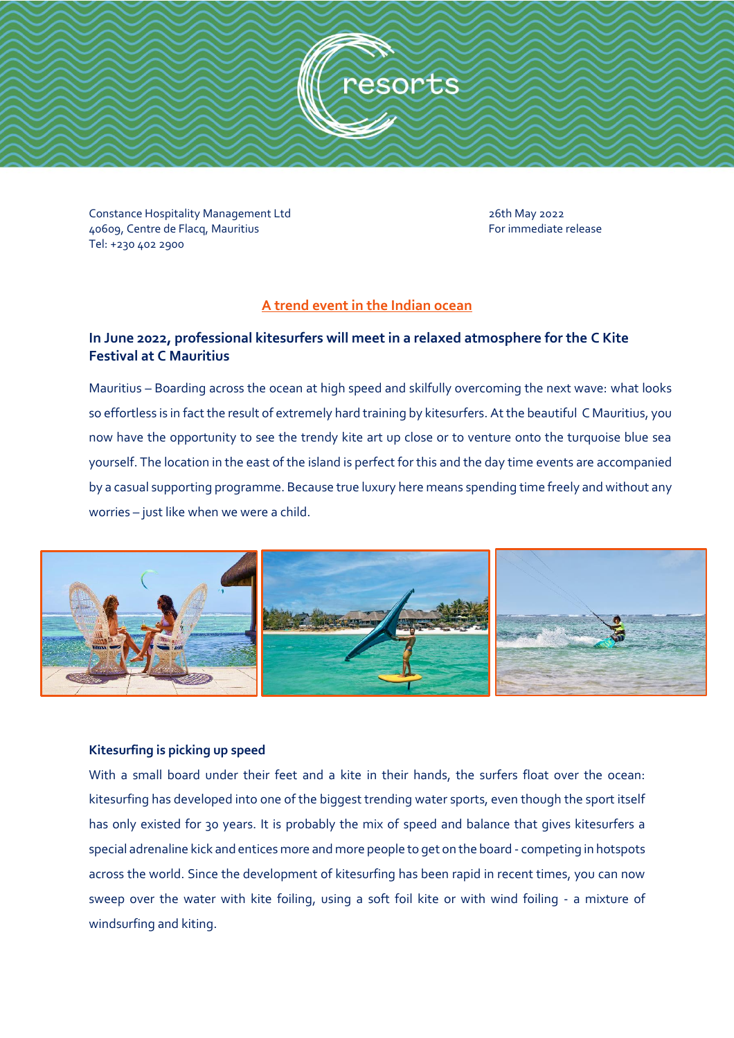Constance Hospitality Management Ltd
40609, Centre de Flacq, Mauritius
Tel: +230 402 2900

26th May 2022
For immediate release

## A trend event in the Indian ocean

### In June 2022, professional kitesurfers will meet in a relaxed atmosphere for the C Kite Festival at C Mauritius

Mauritius – Boarding across the ocean at high speed and skilfully overcoming the next wave: what looks so effortless is in fact the result of extremely hard training by kitesurfers. At the beautiful C Mauritius, you now have the opportunity to see the trendy kite art up close or to venture onto the turquoise blue sea yourself. The location in the east of the island is perfect for this and the day time events are accompanied by a casual supporting programme. Because true luxury here means spending time freely and without any worries – just like when we were a child.

**Kitesurfing is picking up speed**

With a small board under their feet and a kite in their hands, the surfers float over the ocean: kitesurfing has developed into one of the biggest trending water sports, even though the sport itself has only existed for 30 years. It is probably the mix of speed and balance that gives kitesurfers a special adrenaline kick and entices more and more people to get on the board - competing in hotspots across the world. Since the development of kitesurfing has been rapid in recent times, you can now sweep over the water with kite foiling, using a soft foil kite or with wind foiling - a mixture of windsurfing and kiting.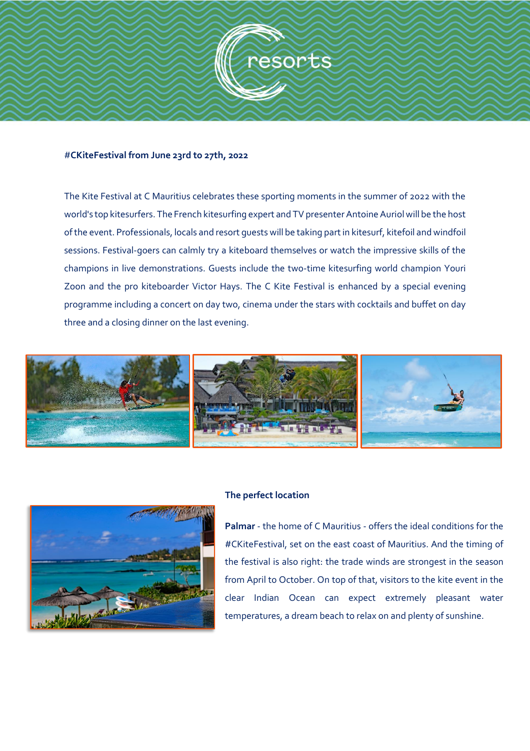**#CKiteFestival from June 23rd to 27th, 2022**

The Kite Festival at C Mauritius celebrates these sporting moments in the summer of 2022 with the world's top kitesurfers. The French kitesurfing expert and TV presenter Antoine Auriol will be the host of the event. Professionals, locals and resort guests will be taking part in kitesurf, kitefoil and windfoil sessions. Festival-goers can calmly try a kiteboard themselves or watch the impressive skills of the champions in live demonstrations. Guests include the two-time kitesurfing world champion Youri Zoon and the pro kiteboarder Victor Hays. The C Kite Festival is enhanced by a special evening programme including a concert on day two, cinema under the stars with cocktails and buffet on day three and a closing dinner on the last evening.

**The perfect location**

**Palmar** - the home of C Mauritius - offers the ideal conditions for the #CKiteFestival, set on the east coast of Mauritius. And the timing of the festival is also right: the trade winds are strongest in the season from April to October. On top of that, visitors to the kite event in the clear Indian Ocean can expect extremely pleasant water temperatures, a dream beach to relax on and plenty of sunshine.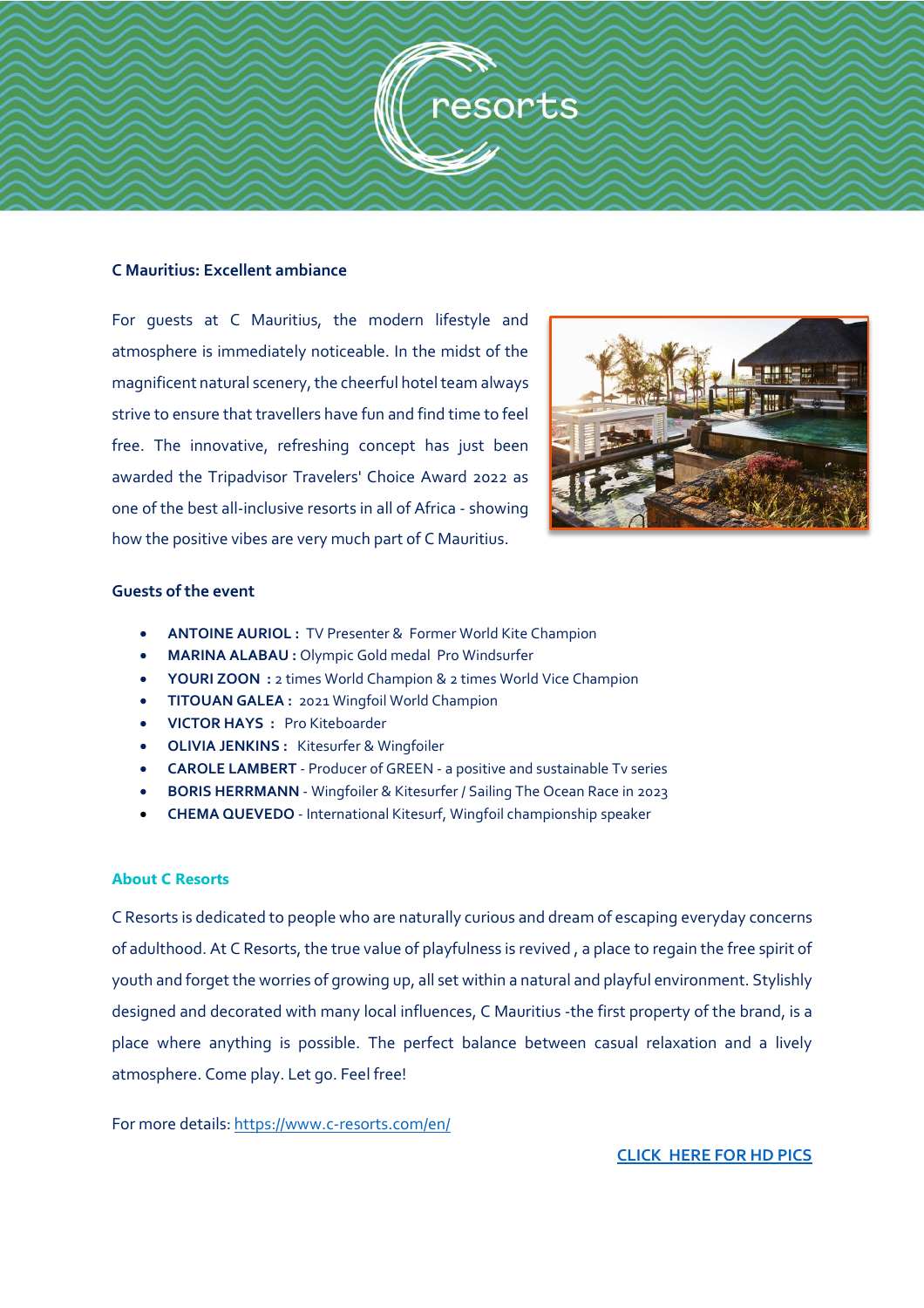### C Mauritius: Excellent ambiance

For guests at C Mauritius, the modern lifestyle and atmosphere is immediately noticeable. In the midst of the magnificent natural scenery, the cheerful hotel team always strive to ensure that travellers have fun and find time to feel free. The innovative, refreshing concept has just been awarded the Tripadvisor Travelers' Choice Award 2022 as one of the best all-inclusive resorts in all of Africa - showing how the positive vibes are very much part of C Mauritius.

### Guests of the event

- **ANTOINE AURIOL :** TV Presenter & Former World Kite Champion
- **MARINA ALABAU :** Olympic Gold medal Pro Windsurfer
- **YOURI ZOON :** 2 times World Champion & 2 times World Vice Champion
- **TITOUAN GALEA :** 2021 Wingfoil World Champion
- **VICTOR HAYS :** Pro Kiteboarder
- **OLIVIA JENKINS :** Kitesurfer & Wingfoiler
- **CAROLE LAMBERT** - Producer of GREEN - a positive and sustainable Tv series
- **BORIS HERRMANN** - Wingfoiler & Kitesurfer / Sailing The Ocean Race in 2023
- **CHEMA QUEVEDO** - International Kitesurf, Wingfoil championship speaker

### About C Resorts

C Resorts is dedicated to people who are naturally curious and dream of escaping everyday concerns of adulthood. At C Resorts, the true value of playfulness is revived , a place to regain the free spirit of youth and forget the worries of growing up, all set within a natural and playful environment. Stylishly designed and decorated with many local influences, C Mauritius -the first property of the brand, is a place where anything is possible. The perfect balance between casual relaxation and a lively atmosphere. Come play. Let go. Feel free!

For more details: https://www.c-resorts.com/en/

**CLICK HERE FOR HD PICS**